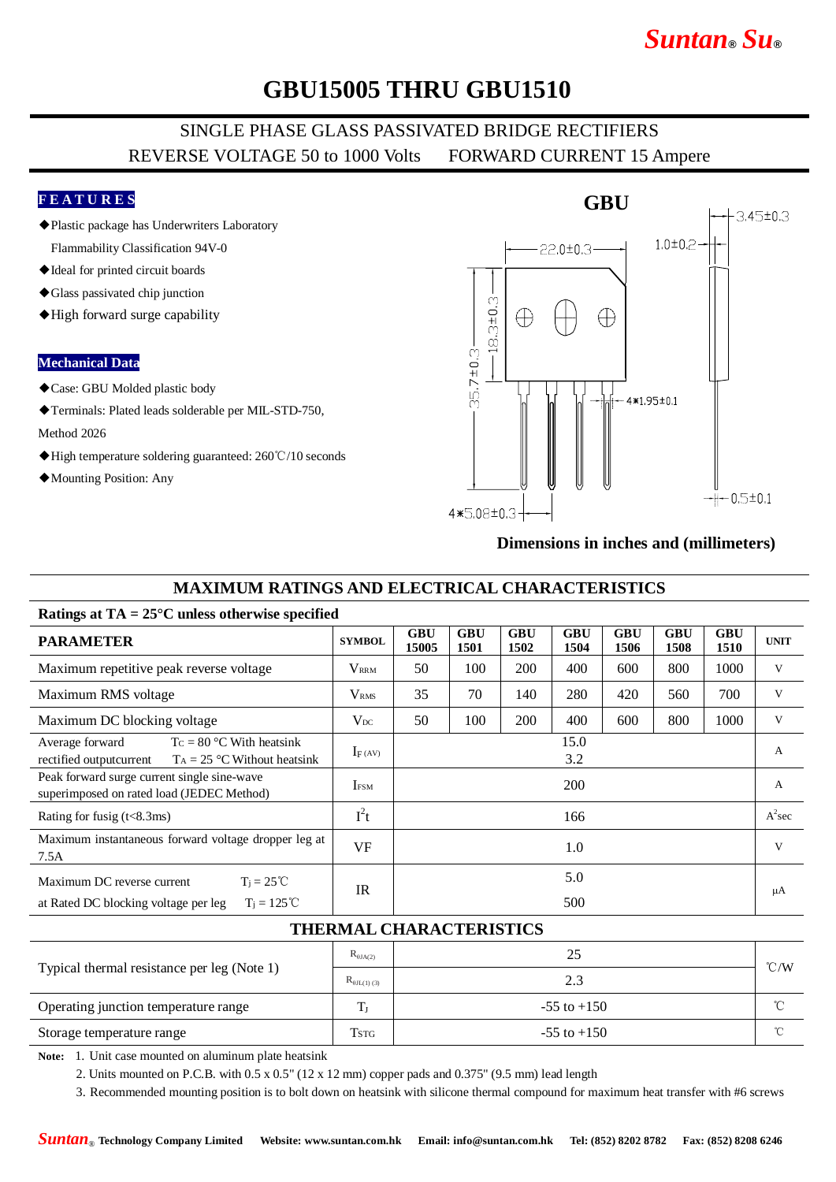# GBU15005 THRU GBU1510

## SINGLE PHASE GLASS PASSIVATED BRIDGE RECTIFIERS

REVERSE VOLTAGE 50 to 1000 Volts FORWARD CURRENT 15 Ampere

### FEATURES

- ◆Plastic package has Underwriters Laboratory Flammability Classification 94V-0
- ◆Ideal for printed circuit boards
- ◆Glass passivated chip junction
- ◆High forward surge capability

### Mechanical Data

- ◆Case: GBU Molded plastic body
- ◆Terminals: Plated leads solderable per MIL-STD-750, Method 2026
- ◆High temperature soldering guaranteed: 260℃/10 seconds
- ◆Mounting Position: Any

GBU

22.0±0.3, 1.0±0.2, 3.45±0.3, 18.3±0.3, 35.7±0.3, 4*1.95±0.1, 0.5±0.1, 4*5.08±0.3

Dimensions in inches and (millimeters)

## MAXIMUM RATINGS AND ELECTRICAL CHARACTERISTICS

**Ratings at TA = 25°C unless otherwise specified**

| PARAMETER | SYMBOL | GBU 15005 | GBU 1501 | GBU 1502 | GBU 1504 | GBU 1506 | GBU 1508 | GBU 1510 | UNIT |
|---|---|---|---|---|---|---|---|---|---|
| Maximum repetitive peak reverse voltage | $V_{RRM}$ | 50 | 100 | 200 | 400 | 600 | 800 | 1000 | V |
| Maximum RMS voltage | $V_{RMS}$ | 35 | 70 | 140 | 280 | 420 | 560 | 700 | V |
| Maximum DC blocking voltage | $V_{DC}$ | 50 | 100 | 200 | 400 | 600 | 800 | 1000 | V |
| Average forward rectified outputcurrent — $T_C$ = 80 °C With heatsink / $T_A$ = 25 °C Without heatsink | $I_{F(AV)}$ | 15.0 / 3.2 | | | | | | | A |
| Peak forward surge current single sine-wave superimposed on rated load (JEDEC Method) | $I_{FSM}$ | 200 | | | | | | | A |
| Rating for fusig (t<8.3ms) | $I^2t$ | 166 | | | | | | | $A^2$sec |
| Maximum instantaneous forward voltage dropper leg at 7.5A | VF | 1.0 | | | | | | | V |
| Maximum DC reverse current at Rated DC blocking voltage per leg — $T_j$ = 25℃ / $T_j$ = 125℃ | IR | 5.0 / 500 | | | | | | | μA |

## THERMAL CHARACTERISTICS

| PARAMETER | SYMBOL | VALUE | UNIT |
|---|---|---|---|
| Typical thermal resistance per leg (Note 1) | $R_{\theta JA(2)}$ | 25 | ℃/W |
| | $R_{\theta JL(1)(3)}$ | 2.3 | ℃/W |
| Operating junction temperature range | $T_J$ | -55 to +150 | ℃ |
| Storage temperature range | $T_{STG}$ | -55 to +150 | ℃ |

**Note:** 1. Unit case mounted on aluminum plate heatsink

2. Units mounted on P.C.B. with 0.5 x 0.5" (12 x 12 mm) copper pads and 0.375" (9.5 mm) lead length

3. Recommended mounting position is to bolt down on heatsink with silicone thermal compound for maximum heat transfer with #6 screws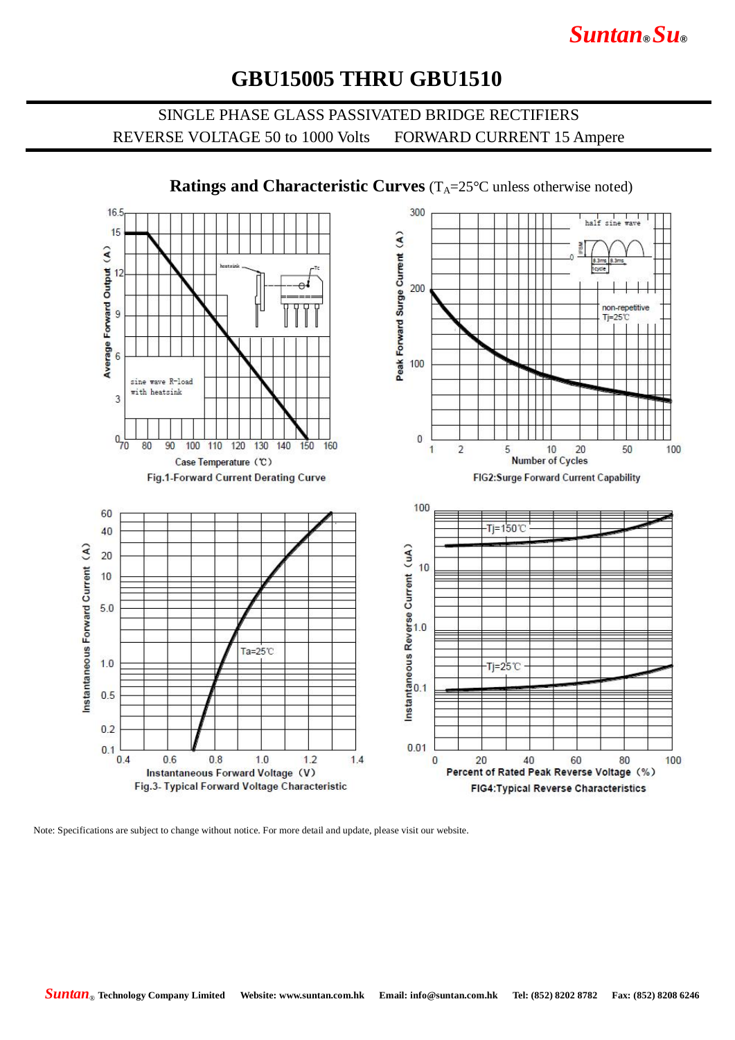# GBU15005 THRU GBU1510

SINGLE PHASE GLASS PASSIVATED BRIDGE RECTIFIERS

REVERSE VOLTAGE 50 to 1000 Volts FORWARD CURRENT 15 Ampere

## Ratings and Characteristic Curves ($T_A$=25°C unless otherwise noted)

Average Forward Output (A)

16.5
15
12
9
6
3
0

70 80 90 100 110 120 130 140 150 160

Case Temperature (℃)

heatsink

Tc

sine wave R-load
with heatsink

Fig.1-Forward Current Derating Curve

Peak Forward Surge Current (A)

300
200
100
0

1 2 5 10 20 50 100

Number of Cycles

half sine wave

IFSM

8.3ms 8.3ms

1cycle

non-repetitive
Tj=25℃

FIG2:Surge Forward Current Capability

Instantaneous Forward Current (A)

60
40
20
10
5.0
1.0
0.5
0.2
0.1

0.4 0.6 0.8 1.0 1.2 1.4

Instantaneous Forward Voltage (V)

Ta=25℃

Fig.3- Typical Forward Voltage Characteristic

Instantaneous Reverse Current (uA)

100
10
1.0
0.1
0.01

0 20 40 60 80 100

Percent of Rated Peak Reverse Voltage (%)

Tj=150℃

Tj=25℃

FIG4:Typical Reverse Characteristics

Note: Specifications are subject to change without notice. For more detail and update, please visit our website.